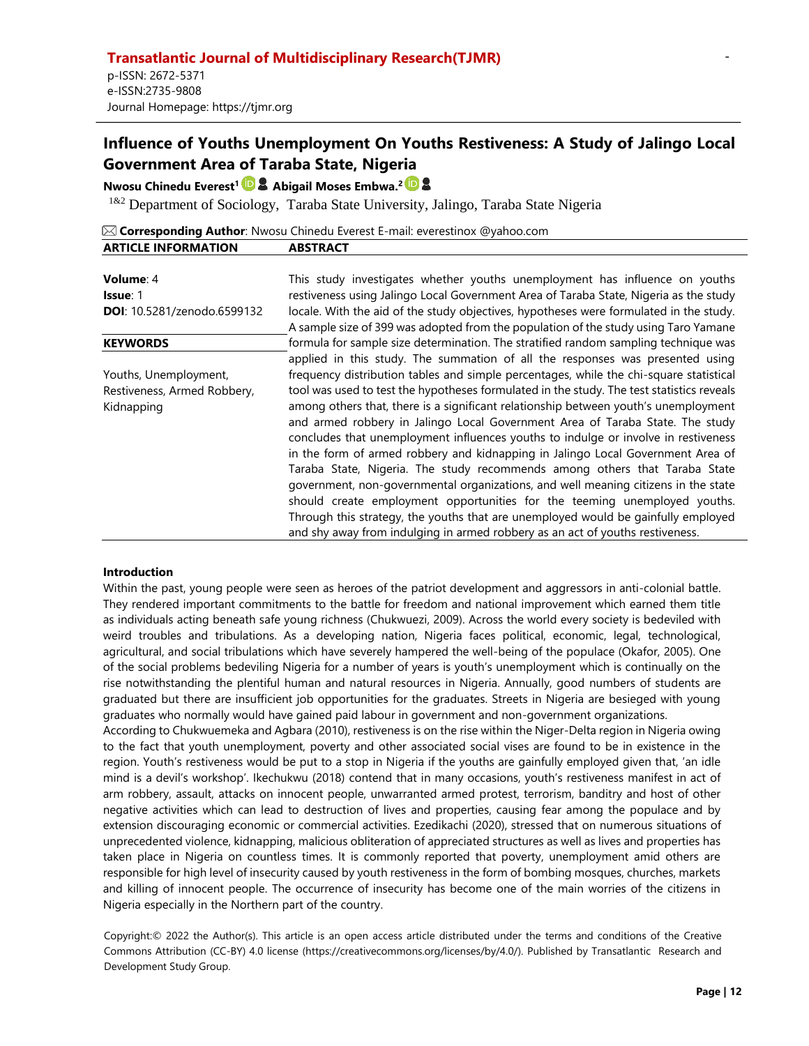**Transatlantic Journal of Multidisciplinary Research(TJMR)**

p-ISSN: 2672-5371
e-ISSN:2735-9808
Journal Homepage: https://tjmr.org

# Influence of Youths Unemployment On Youths Restiveness: A Study of Jalingo Local Government Area of Taraba State, Nigeria

**Nwosu Chinedu Everest**[1] **Abigail Moses Embwa.**[2]

[1&2] Department of Sociology, Taraba State University, Jalingo, Taraba State Nigeria

**Corresponding Author**: Nwosu Chinedu Everest E-mail: everestinox @yahoo.com

**ARTICLE INFORMATION**

**Volume**: 4
**Issue**: 1
**DOI**: 10.5281/zenodo.6599132

**KEYWORDS**

Youths, Unemployment, Restiveness, Armed Robbery, Kidnapping

**ABSTRACT**

This study investigates whether youths unemployment has influence on youths restiveness using Jalingo Local Government Area of Taraba State, Nigeria as the study locale. With the aid of the study objectives, hypotheses were formulated in the study. A sample size of 399 was adopted from the population of the study using Taro Yamane formula for sample size determination. The stratified random sampling technique was applied in this study. The summation of all the responses was presented using frequency distribution tables and simple percentages, while the chi-square statistical tool was used to test the hypotheses formulated in the study. The test statistics reveals among others that, there is a significant relationship between youth's unemployment and armed robbery in Jalingo Local Government Area of Taraba State. The study concludes that unemployment influences youths to indulge or involve in restiveness in the form of armed robbery and kidnapping in Jalingo Local Government Area of Taraba State, Nigeria. The study recommends among others that Taraba State government, non-governmental organizations, and well meaning citizens in the state should create employment opportunities for the teeming unemployed youths. Through this strategy, the youths that are unemployed would be gainfully employed and shy away from indulging in armed robbery as an act of youths restiveness.

## Introduction

Within the past, young people were seen as heroes of the patriot development and aggressors in anti-colonial battle. They rendered important commitments to the battle for freedom and national improvement which earned them title as individuals acting beneath safe young richness (Chukwuezi, 2009). Across the world every society is bedeviled with weird troubles and tribulations. As a developing nation, Nigeria faces political, economic, legal, technological, agricultural, and social tribulations which have severely hampered the well-being of the populace (Okafor, 2005). One of the social problems bedeviling Nigeria for a number of years is youth's unemployment which is continually on the rise notwithstanding the plentiful human and natural resources in Nigeria. Annually, good numbers of students are graduated but there are insufficient job opportunities for the graduates. Streets in Nigeria are besieged with young graduates who normally would have gained paid labour in government and non-government organizations.

According to Chukwuemeka and Agbara (2010), restiveness is on the rise within the Niger-Delta region in Nigeria owing to the fact that youth unemployment, poverty and other associated social vises are found to be in existence in the region. Youth's restiveness would be put to a stop in Nigeria if the youths are gainfully employed given that, 'an idle mind is a devil's workshop'. Ikechukwu (2018) contend that in many occasions, youth's restiveness manifest in act of arm robbery, assault, attacks on innocent people, unwarranted armed protest, terrorism, banditry and host of other negative activities which can lead to destruction of lives and properties, causing fear among the populace and by extension discouraging economic or commercial activities. Ezedikachi (2020), stressed that on numerous situations of unprecedented violence, kidnapping, malicious obliteration of appreciated structures as well as lives and properties has taken place in Nigeria on countless times. It is commonly reported that poverty, unemployment amid others are responsible for high level of insecurity caused by youth restiveness in the form of bombing mosques, churches, markets and killing of innocent people. The occurrence of insecurity has become one of the main worries of the citizens in Nigeria especially in the Northern part of the country.

Copyright:© 2022 the Author(s). This article is an open access article distributed under the terms and conditions of the Creative Commons Attribution (CC-BY) 4.0 license (https://creativecommons.org/licenses/by/4.0/). Published by Transatlantic Research and Development Study Group.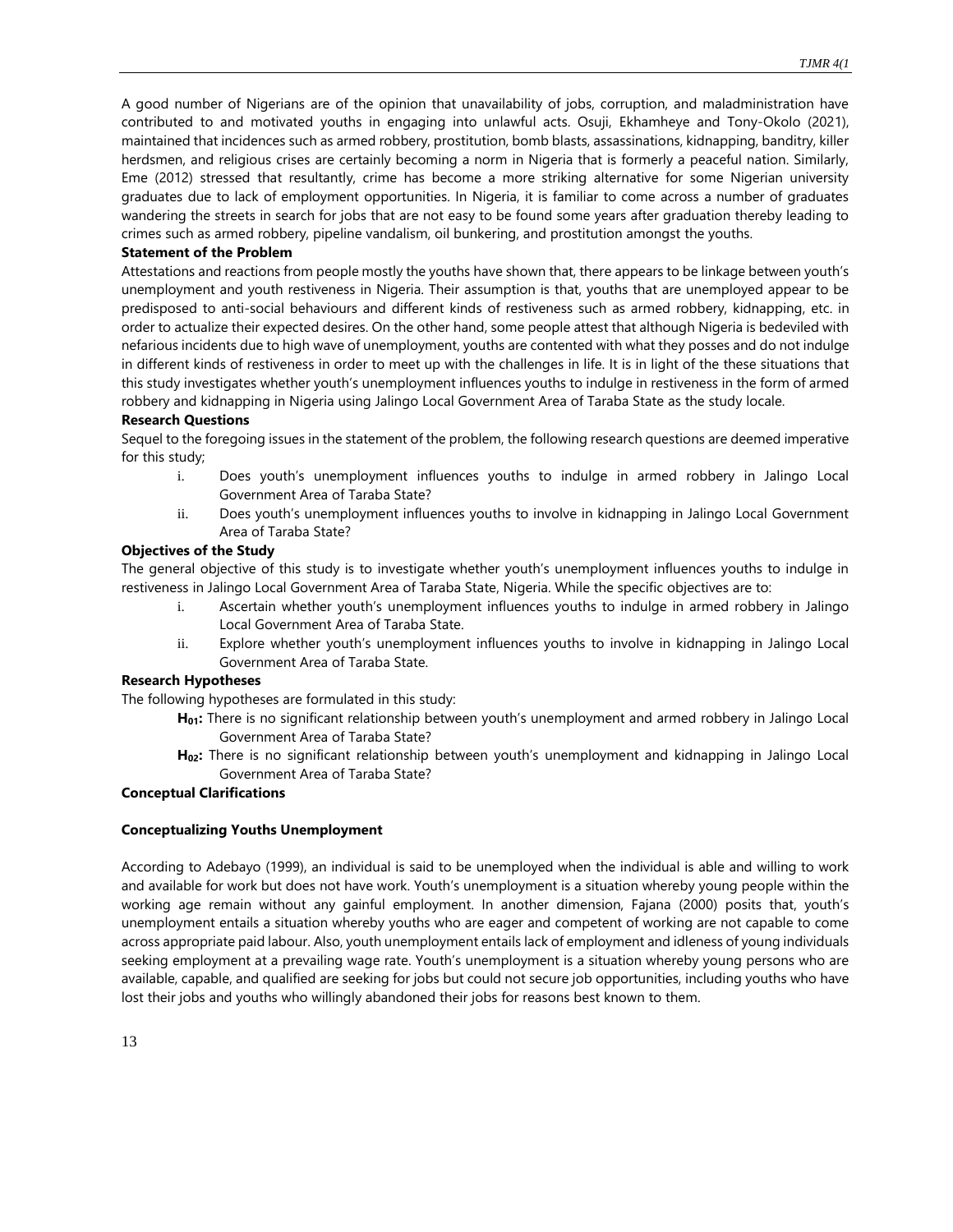A good number of Nigerians are of the opinion that unavailability of jobs, corruption, and maladministration have contributed to and motivated youths in engaging into unlawful acts. Osuji, Ekhamheye and Tony-Okolo (2021), maintained that incidences such as armed robbery, prostitution, bomb blasts, assassinations, kidnapping, banditry, killer herdsmen, and religious crises are certainly becoming a norm in Nigeria that is formerly a peaceful nation. Similarly, Eme (2012) stressed that resultantly, crime has become a more striking alternative for some Nigerian university graduates due to lack of employment opportunities. In Nigeria, it is familiar to come across a number of graduates wandering the streets in search for jobs that are not easy to be found some years after graduation thereby leading to crimes such as armed robbery, pipeline vandalism, oil bunkering, and prostitution amongst the youths.

**Statement of the Problem**

Attestations and reactions from people mostly the youths have shown that, there appears to be linkage between youth's unemployment and youth restiveness in Nigeria. Their assumption is that, youths that are unemployed appear to be predisposed to anti-social behaviours and different kinds of restiveness such as armed robbery, kidnapping, etc. in order to actualize their expected desires. On the other hand, some people attest that although Nigeria is bedeviled with nefarious incidents due to high wave of unemployment, youths are contented with what they posses and do not indulge in different kinds of restiveness in order to meet up with the challenges in life. It is in light of the these situations that this study investigates whether youth's unemployment influences youths to indulge in restiveness in the form of armed robbery and kidnapping in Nigeria using Jalingo Local Government Area of Taraba State as the study locale.

**Research Questions**

Sequel to the foregoing issues in the statement of the problem, the following research questions are deemed imperative for this study;

i. Does youth's unemployment influences youths to indulge in armed robbery in Jalingo Local Government Area of Taraba State?
ii. Does youth's unemployment influences youths to involve in kidnapping in Jalingo Local Government Area of Taraba State?

**Objectives of the Study**

The general objective of this study is to investigate whether youth's unemployment influences youths to indulge in restiveness in Jalingo Local Government Area of Taraba State, Nigeria. While the specific objectives are to:

i. Ascertain whether youth's unemployment influences youths to indulge in armed robbery in Jalingo Local Government Area of Taraba State.
ii. Explore whether youth's unemployment influences youths to involve in kidnapping in Jalingo Local Government Area of Taraba State.

**Research Hypotheses**

The following hypotheses are formulated in this study:

**$H_{01}$:** There is no significant relationship between youth's unemployment and armed robbery in Jalingo Local Government Area of Taraba State?

**$H_{02}$:** There is no significant relationship between youth's unemployment and kidnapping in Jalingo Local Government Area of Taraba State?

**Conceptual Clarifications**

**Conceptualizing Youths Unemployment**

According to Adebayo (1999), an individual is said to be unemployed when the individual is able and willing to work and available for work but does not have work. Youth's unemployment is a situation whereby young people within the working age remain without any gainful employment. In another dimension, Fajana (2000) posits that, youth's unemployment entails a situation whereby youths who are eager and competent of working are not capable to come across appropriate paid labour. Also, youth unemployment entails lack of employment and idleness of young individuals seeking employment at a prevailing wage rate. Youth's unemployment is a situation whereby young persons who are available, capable, and qualified are seeking for jobs but could not secure job opportunities, including youths who have lost their jobs and youths who willingly abandoned their jobs for reasons best known to them.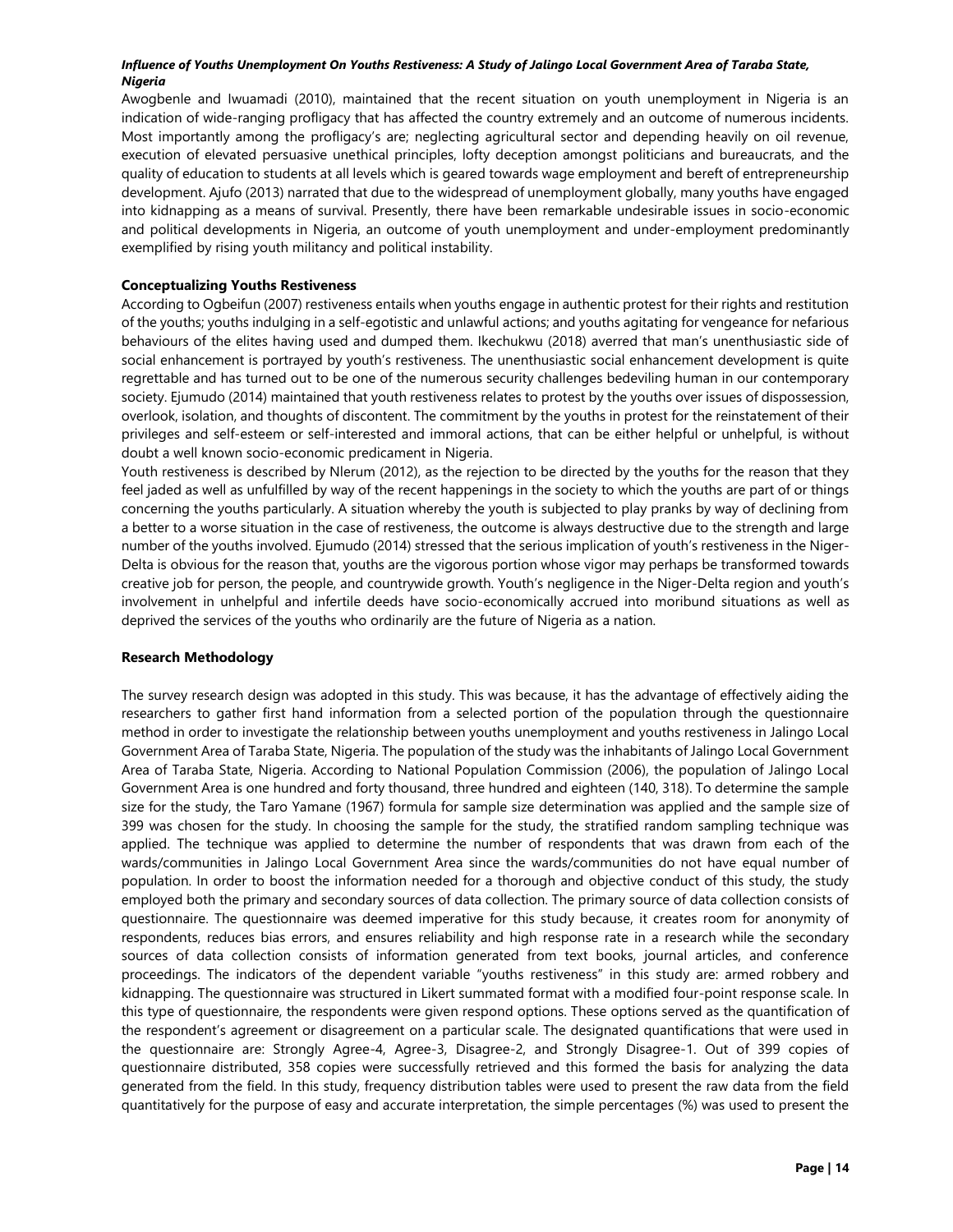Awogbenle and Iwuamadi (2010), maintained that the recent situation on youth unemployment in Nigeria is an indication of wide-ranging profligacy that has affected the country extremely and an outcome of numerous incidents. Most importantly among the profligacy's are; neglecting agricultural sector and depending heavily on oil revenue, execution of elevated persuasive unethical principles, lofty deception amongst politicians and bureaucrats, and the quality of education to students at all levels which is geared towards wage employment and bereft of entrepreneurship development. Ajufo (2013) narrated that due to the widespread of unemployment globally, many youths have engaged into kidnapping as a means of survival. Presently, there have been remarkable undesirable issues in socio-economic and political developments in Nigeria, an outcome of youth unemployment and under-employment predominantly exemplified by rising youth militancy and political instability.

### Conceptualizing Youths Restiveness

According to Ogbeifun (2007) restiveness entails when youths engage in authentic protest for their rights and restitution of the youths; youths indulging in a self-egotistic and unlawful actions; and youths agitating for vengeance for nefarious behaviours of the elites having used and dumped them. Ikechukwu (2018) averred that man's unenthusiastic side of social enhancement is portrayed by youth's restiveness. The unenthusiastic social enhancement development is quite regrettable and has turned out to be one of the numerous security challenges bedeviling human in our contemporary society. Ejumudo (2014) maintained that youth restiveness relates to protest by the youths over issues of dispossession, overlook, isolation, and thoughts of discontent. The commitment by the youths in protest for the reinstatement of their privileges and self-esteem or self-interested and immoral actions, that can be either helpful or unhelpful, is without doubt a well known socio-economic predicament in Nigeria.

Youth restiveness is described by Nlerum (2012), as the rejection to be directed by the youths for the reason that they feel jaded as well as unfulfilled by way of the recent happenings in the society to which the youths are part of or things concerning the youths particularly. A situation whereby the youth is subjected to play pranks by way of declining from a better to a worse situation in the case of restiveness, the outcome is always destructive due to the strength and large number of the youths involved. Ejumudo (2014) stressed that the serious implication of youth's restiveness in the Niger-Delta is obvious for the reason that, youths are the vigorous portion whose vigor may perhaps be transformed towards creative job for person, the people, and countrywide growth. Youth's negligence in the Niger-Delta region and youth's involvement in unhelpful and infertile deeds have socio-economically accrued into moribund situations as well as deprived the services of the youths who ordinarily are the future of Nigeria as a nation.

### Research Methodology

The survey research design was adopted in this study. This was because, it has the advantage of effectively aiding the researchers to gather first hand information from a selected portion of the population through the questionnaire method in order to investigate the relationship between youths unemployment and youths restiveness in Jalingo Local Government Area of Taraba State, Nigeria. The population of the study was the inhabitants of Jalingo Local Government Area of Taraba State, Nigeria. According to National Population Commission (2006), the population of Jalingo Local Government Area is one hundred and forty thousand, three hundred and eighteen (140, 318). To determine the sample size for the study, the Taro Yamane (1967) formula for sample size determination was applied and the sample size of 399 was chosen for the study. In choosing the sample for the study, the stratified random sampling technique was applied. The technique was applied to determine the number of respondents that was drawn from each of the wards/communities in Jalingo Local Government Area since the wards/communities do not have equal number of population. In order to boost the information needed for a thorough and objective conduct of this study, the study employed both the primary and secondary sources of data collection. The primary source of data collection consists of questionnaire. The questionnaire was deemed imperative for this study because, it creates room for anonymity of respondents, reduces bias errors, and ensures reliability and high response rate in a research while the secondary sources of data collection consists of information generated from text books, journal articles, and conference proceedings. The indicators of the dependent variable "youths restiveness" in this study are: armed robbery and kidnapping. The questionnaire was structured in Likert summated format with a modified four-point response scale. In this type of questionnaire, the respondents were given respond options. These options served as the quantification of the respondent's agreement or disagreement on a particular scale. The designated quantifications that were used in the questionnaire are: Strongly Agree-4, Agree-3, Disagree-2, and Strongly Disagree-1. Out of 399 copies of questionnaire distributed, 358 copies were successfully retrieved and this formed the basis for analyzing the data generated from the field. In this study, frequency distribution tables were used to present the raw data from the field quantitatively for the purpose of easy and accurate interpretation, the simple percentages (%) was used to present the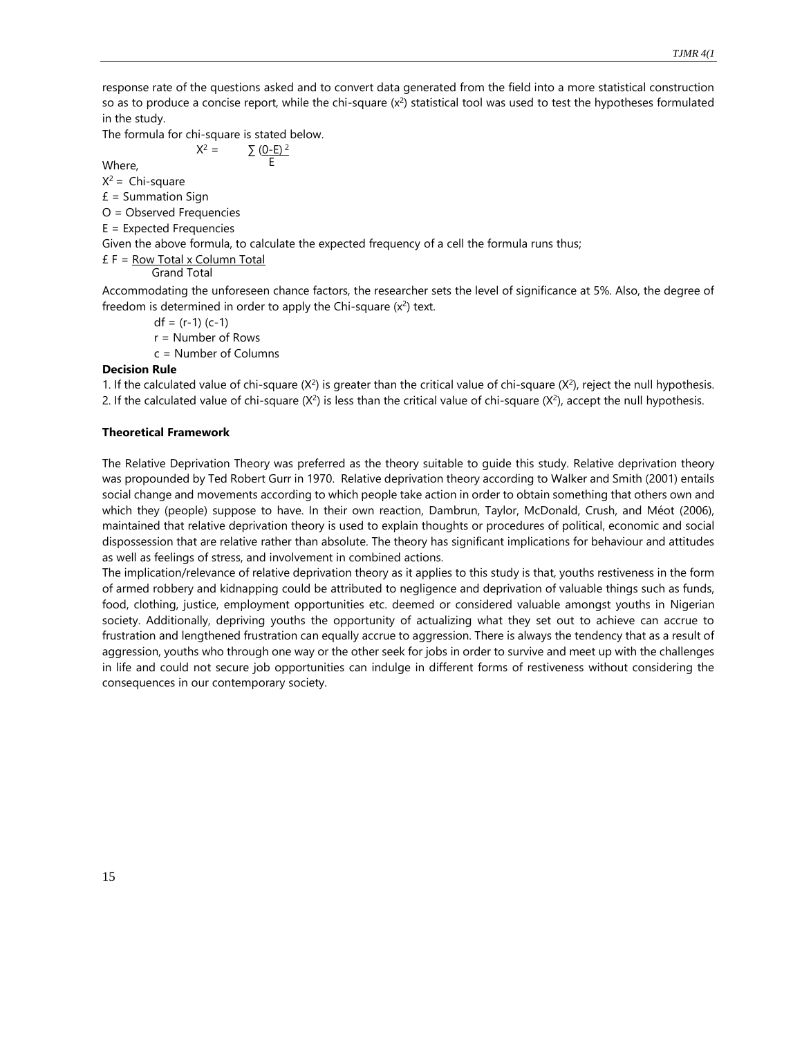response rate of the questions asked and to convert data generated from the field into a more statistical construction so as to produce a concise report, while the chi-square ($x^2$) statistical tool was used to test the hypotheses formulated in the study.

The formula for chi-square is stated below.

$$X^2 = \sum \frac{(0-E)^2}{E}$$

Where,

$X^2$ = Chi-square

£ = Summation Sign

O = Observed Frequencies

E = Expected Frequencies

Given the above formula, to calculate the expected frequency of a cell the formula runs thus;

$$£ F = \frac{\text{Row Total x Column Total}}{\text{Grand Total}}$$

Accommodating the unforeseen chance factors, the researcher sets the level of significance at 5%. Also, the degree of freedom is determined in order to apply the Chi-square ($x^2$) text.

df = (r-1) (c-1)

r = Number of Rows

c = Number of Columns

**Decision Rule**

1. If the calculated value of chi-square ($X^2$) is greater than the critical value of chi-square ($X^2$), reject the null hypothesis.
2. If the calculated value of chi-square ($X^2$) is less than the critical value of chi-square ($X^2$), accept the null hypothesis.

**Theoretical Framework**

The Relative Deprivation Theory was preferred as the theory suitable to guide this study. Relative deprivation theory was propounded by Ted Robert Gurr in 1970. Relative deprivation theory according to Walker and Smith (2001) entails social change and movements according to which people take action in order to obtain something that others own and which they (people) suppose to have. In their own reaction, Dambrun, Taylor, McDonald, Crush, and Méot (2006), maintained that relative deprivation theory is used to explain thoughts or procedures of political, economic and social dispossession that are relative rather than absolute. The theory has significant implications for behaviour and attitudes as well as feelings of stress, and involvement in combined actions.

The implication/relevance of relative deprivation theory as it applies to this study is that, youths restiveness in the form of armed robbery and kidnapping could be attributed to negligence and deprivation of valuable things such as funds, food, clothing, justice, employment opportunities etc. deemed or considered valuable amongst youths in Nigerian society. Additionally, depriving youths the opportunity of actualizing what they set out to achieve can accrue to frustration and lengthened frustration can equally accrue to aggression. There is always the tendency that as a result of aggression, youths who through one way or the other seek for jobs in order to survive and meet up with the challenges in life and could not secure job opportunities can indulge in different forms of restiveness without considering the consequences in our contemporary society.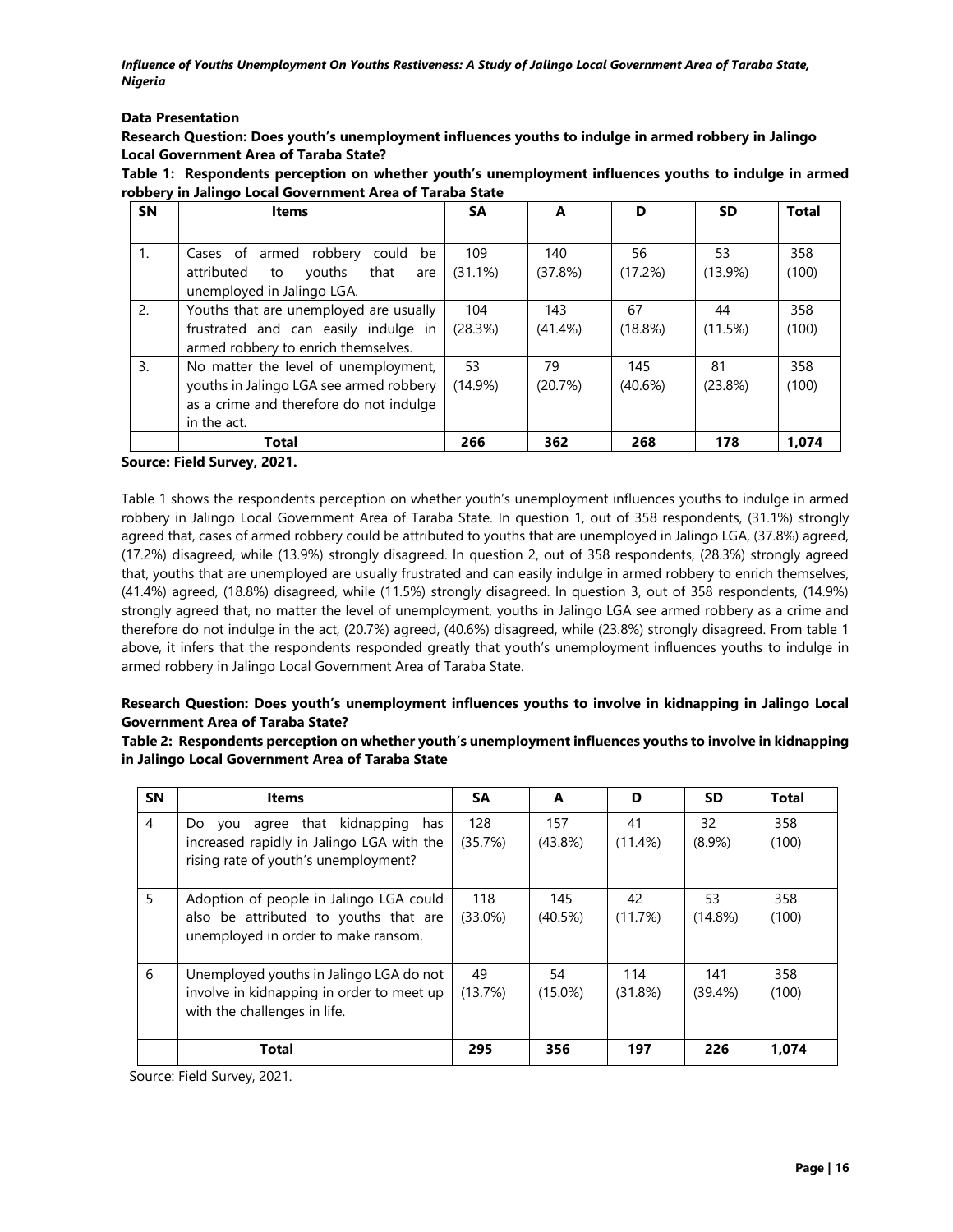### Data Presentation

**Research Question: Does youth's unemployment influences youths to indulge in armed robbery in Jalingo Local Government Area of Taraba State?**

**Table 1: Respondents perception on whether youth's unemployment influences youths to indulge in armed robbery in Jalingo Local Government Area of Taraba State**

| SN | Items | SA | A | D | SD | Total |
|---|---|---|---|---|---|---|
| 1. | Cases of armed robbery could be attributed to youths that are unemployed in Jalingo LGA. | 109 (31.1%) | 140 (37.8%) | 56 (17.2%) | 53 (13.9%) | 358 (100) |
| 2. | Youths that are unemployed are usually frustrated and can easily indulge in armed robbery to enrich themselves. | 104 (28.3%) | 143 (41.4%) | 67 (18.8%) | 44 (11.5%) | 358 (100) |
| 3. | No matter the level of unemployment, youths in Jalingo LGA see armed robbery as a crime and therefore do not indulge in the act. | 53 (14.9%) | 79 (20.7%) | 145 (40.6%) | 81 (23.8%) | 358 (100) |
| | **Total** | **266** | **362** | **268** | **178** | **1,074** |

**Source: Field Survey, 2021.**

Table 1 shows the respondents perception on whether youth's unemployment influences youths to indulge in armed robbery in Jalingo Local Government Area of Taraba State. In question 1, out of 358 respondents, (31.1%) strongly agreed that, cases of armed robbery could be attributed to youths that are unemployed in Jalingo LGA, (37.8%) agreed, (17.2%) disagreed, while (13.9%) strongly disagreed. In question 2, out of 358 respondents, (28.3%) strongly agreed that, youths that are unemployed are usually frustrated and can easily indulge in armed robbery to enrich themselves, (41.4%) agreed, (18.8%) disagreed, while (11.5%) strongly disagreed. In question 3, out of 358 respondents, (14.9%) strongly agreed that, no matter the level of unemployment, youths in Jalingo LGA see armed robbery as a crime and therefore do not indulge in the act, (20.7%) agreed, (40.6%) disagreed, while (23.8%) strongly disagreed. From table 1 above, it infers that the respondents responded greatly that youth's unemployment influences youths to indulge in armed robbery in Jalingo Local Government Area of Taraba State.

**Research Question: Does youth's unemployment influences youths to involve in kidnapping in Jalingo Local Government Area of Taraba State?**

**Table 2: Respondents perception on whether youth's unemployment influences youths to involve in kidnapping in Jalingo Local Government Area of Taraba State**

| SN | Items | SA | A | D | SD | Total |
|---|---|---|---|---|---|---|
| 4 | Do you agree that kidnapping has increased rapidly in Jalingo LGA with the rising rate of youth's unemployment? | 128 (35.7%) | 157 (43.8%) | 41 (11.4%) | 32 (8.9%) | 358 (100) |
| 5 | Adoption of people in Jalingo LGA could also be attributed to youths that are unemployed in order to make ransom. | 118 (33.0%) | 145 (40.5%) | 42 (11.7%) | 53 (14.8%) | 358 (100) |
| 6 | Unemployed youths in Jalingo LGA do not involve in kidnapping in order to meet up with the challenges in life. | 49 (13.7%) | 54 (15.0%) | 114 (31.8%) | 141 (39.4%) | 358 (100) |
| | **Total** | **295** | **356** | **197** | **226** | **1,074** |

Source: Field Survey, 2021.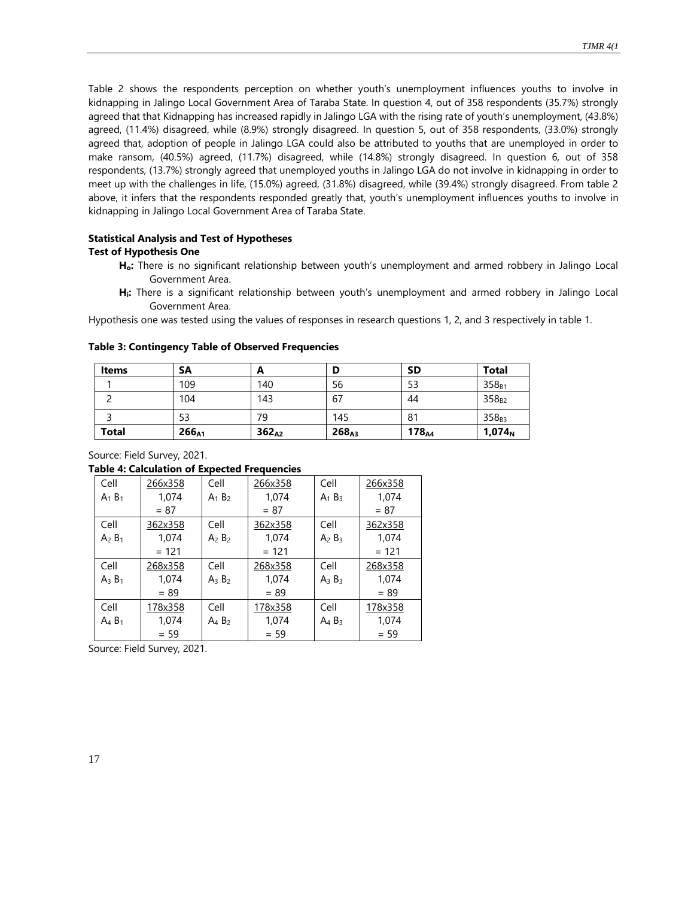Table 2 shows the respondents perception on whether youth's unemployment influences youths to involve in kidnapping in Jalingo Local Government Area of Taraba State. In question 4, out of 358 respondents (35.7%) strongly agreed that that Kidnapping has increased rapidly in Jalingo LGA with the rising rate of youth's unemployment, (43.8%) agreed, (11.4%) disagreed, while (8.9%) strongly disagreed. In question 5, out of 358 respondents, (33.0%) strongly agreed that, adoption of people in Jalingo LGA could also be attributed to youths that are unemployed in order to make ransom, (40.5%) agreed, (11.7%) disagreed, while (14.8%) strongly disagreed. In question 6, out of 358 respondents, (13.7%) strongly agreed that unemployed youths in Jalingo LGA do not involve in kidnapping in order to meet up with the challenges in life, (15.0%) agreed, (31.8%) disagreed, while (39.4%) strongly disagreed. From table 2 above, it infers that the respondents responded greatly that, youth's unemployment influences youths to involve in kidnapping in Jalingo Local Government Area of Taraba State.

**Statistical Analysis and Test of Hypotheses**

**Test of Hypothesis One**

- **$H_o$:** There is no significant relationship between youth's unemployment and armed robbery in Jalingo Local Government Area.
- **$H_i$:** There is a significant relationship between youth's unemployment and armed robbery in Jalingo Local Government Area.

Hypothesis one was tested using the values of responses in research questions 1, 2, and 3 respectively in table 1.

**Table 3: Contingency Table of Observed Frequencies**

| Items | SA | A | D | SD | Total |
|---|---|---|---|---|---|
| 1 | 109 | 140 | 56 | 53 | $358_{B1}$ |
| 2 | 104 | 143 | 67 | 44 | $358_{B2}$ |
| 3 | 53 | 79 | 145 | 81 | $358_{B3}$ |
| **Total** | **$266_{A1}$** | **$362_{A2}$** | **$268_{A3}$** | **$178_{A4}$** | **$1{,}074_{N}$** |

Source: Field Survey, 2021.

**Table 4: Calculation of Expected Frequencies**

| Cell | | Cell | | Cell | |
|---|---|---|---|---|---|
| Cell $A_1 B_1$ | $\frac{266 \times 358}{1{,}074} = 87$ | Cell $A_1 B_2$ | $\frac{266 \times 358}{1{,}074} = 87$ | Cell $A_1 B_3$ | $\frac{266 \times 358}{1{,}074} = 87$ |
| Cell $A_2 B_1$ | $\frac{362 \times 358}{1{,}074} = 121$ | Cell $A_2 B_2$ | $\frac{362 \times 358}{1{,}074} = 121$ | Cell $A_2 B_3$ | $\frac{362 \times 358}{1{,}074} = 121$ |
| Cell $A_3 B_1$ | $\frac{268 \times 358}{1{,}074} = 89$ | Cell $A_3 B_2$ | $\frac{268 \times 358}{1{,}074} = 89$ | Cell $A_3 B_3$ | $\frac{268 \times 358}{1{,}074} = 89$ |
| Cell $A_4 B_1$ | $\frac{178 \times 358}{1{,}074} = 59$ | Cell $A_4 B_2$ | $\frac{178 \times 358}{1{,}074} = 59$ | Cell $A_4 B_3$ | $\frac{178 \times 358}{1{,}074} = 59$ |

Source: Field Survey, 2021.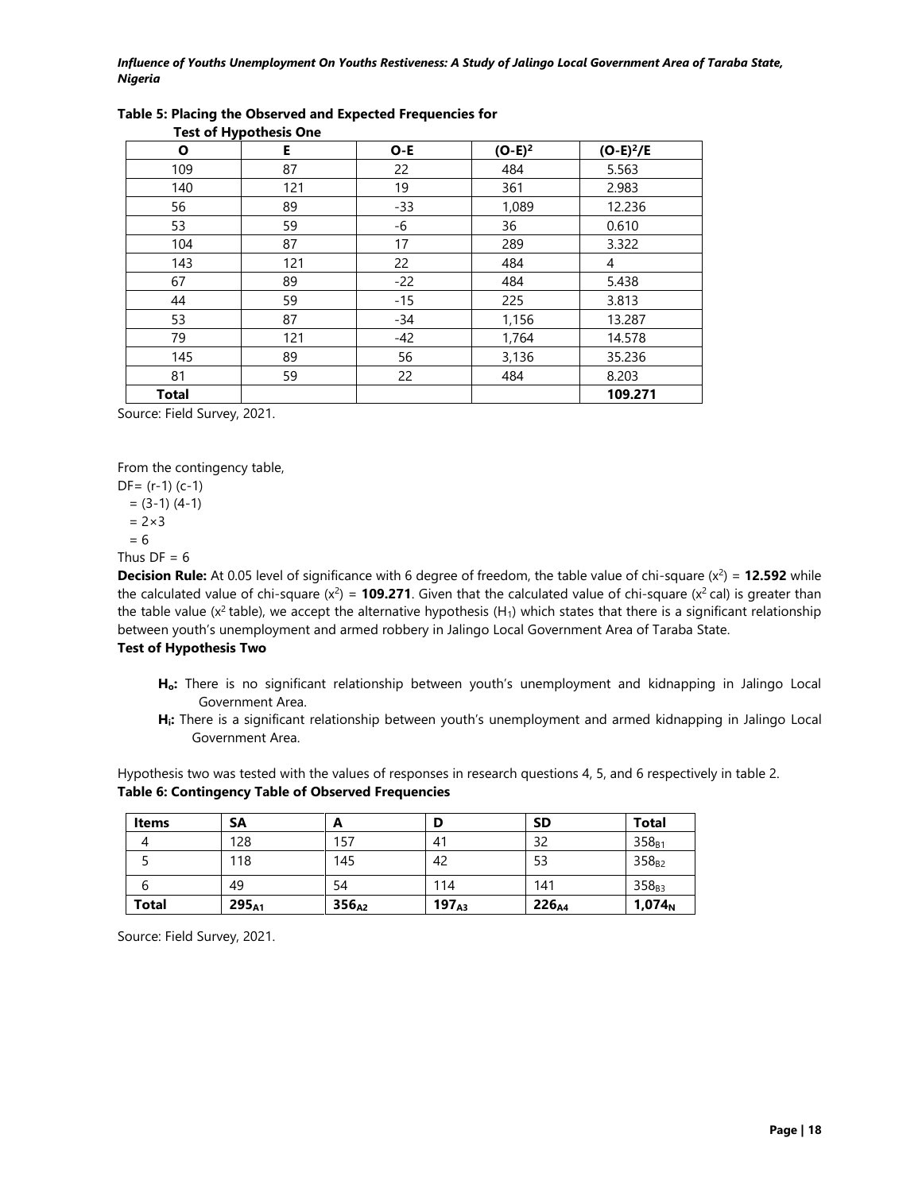**Table 5: Placing the Observed and Expected Frequencies for Test of Hypothesis One**

| O | E | O-E | $(O-E)^2$ | $(O-E)^2/E$ |
|---|---|---|---|---|
| 109 | 87 | 22 | 484 | 5.563 |
| 140 | 121 | 19 | 361 | 2.983 |
| 56 | 89 | -33 | 1,089 | 12.236 |
| 53 | 59 | -6 | 36 | 0.610 |
| 104 | 87 | 17 | 289 | 3.322 |
| 143 | 121 | 22 | 484 | 4 |
| 67 | 89 | -22 | 484 | 5.438 |
| 44 | 59 | -15 | 225 | 3.813 |
| 53 | 87 | -34 | 1,156 | 13.287 |
| 79 | 121 | -42 | 1,764 | 14.578 |
| 145 | 89 | 56 | 3,136 | 35.236 |
| 81 | 59 | 22 | 484 | 8.203 |
| **Total** | | | | **109.271** |

Source: Field Survey, 2021.

From the contingency table,

DF= (r-1) (c-1)
= (3-1) (4-1)
= 2×3
= 6

Thus DF = 6

**Decision Rule:** At 0.05 level of significance with 6 degree of freedom, the table value of chi-square ($x^2$) = **12.592** while the calculated value of chi-square ($x^2$) = **109.271**. Given that the calculated value of chi-square ($x^2$ cal) is greater than the table value ($x^2$ table), we accept the alternative hypothesis ($H_1$) which states that there is a significant relationship between youth's unemployment and armed robbery in Jalingo Local Government Area of Taraba State.

**Test of Hypothesis Two**

- **$H_o$:** There is no significant relationship between youth's unemployment and kidnapping in Jalingo Local Government Area.
- **$H_i$:** There is a significant relationship between youth's unemployment and armed kidnapping in Jalingo Local Government Area.

Hypothesis two was tested with the values of responses in research questions 4, 5, and 6 respectively in table 2.

**Table 6: Contingency Table of Observed Frequencies**

| Items | SA | A | D | SD | Total |
|---|---|---|---|---|---|
| 4 | 128 | 157 | 41 | 32 | $358_{B1}$ |
| 5 | 118 | 145 | 42 | 53 | $358_{B2}$ |
| 6 | 49 | 54 | 114 | 141 | $358_{B3}$ |
| **Total** | **$295_{A1}$** | **$356_{A2}$** | **$197_{A3}$** | **$226_{A4}$** | **$1{,}074_N$** |

Source: Field Survey, 2021.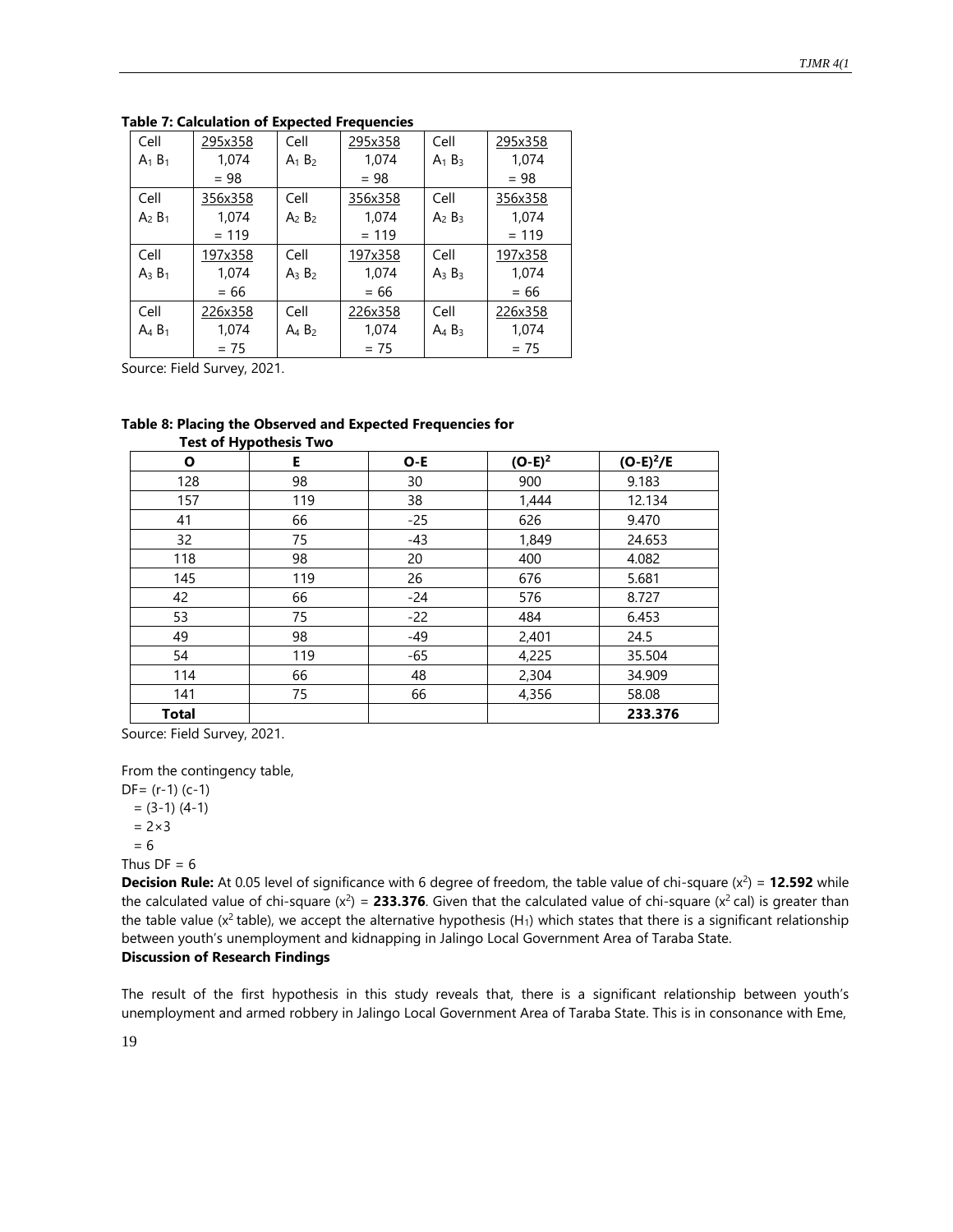**Table 7: Calculation of Expected Frequencies**

| Cell | | Cell | | Cell | |
|---|---|---|---|---|---|
| $A_1 B_1$ | $\frac{295x358}{1,074}$ = 98 | $A_1 B_2$ | $\frac{295x358}{1,074}$ = 98 | $A_1 B_3$ | $\frac{295x358}{1,074}$ = 98 |
| $A_2 B_1$ | $\frac{356x358}{1,074}$ = 119 | $A_2 B_2$ | $\frac{356x358}{1,074}$ = 119 | $A_2 B_3$ | $\frac{356x358}{1,074}$ = 119 |
| $A_3 B_1$ | $\frac{197x358}{1,074}$ = 66 | $A_3 B_2$ | $\frac{197x358}{1,074}$ = 66 | $A_3 B_3$ | $\frac{197x358}{1,074}$ = 66 |
| $A_4 B_1$ | $\frac{226x358}{1,074}$ = 75 | $A_4 B_2$ | $\frac{226x358}{1,074}$ = 75 | $A_4 B_3$ | $\frac{226x358}{1,074}$ = 75 |

Source: Field Survey, 2021.

**Table 8: Placing the Observed and Expected Frequencies for Test of Hypothesis Two**

| O | E | O-E | $(O-E)^2$ | $(O-E)^2/E$ |
|---|---|---|---|---|
| 128 | 98 | 30 | 900 | 9.183 |
| 157 | 119 | 38 | 1,444 | 12.134 |
| 41 | 66 | -25 | 626 | 9.470 |
| 32 | 75 | -43 | 1,849 | 24.653 |
| 118 | 98 | 20 | 400 | 4.082 |
| 145 | 119 | 26 | 676 | 5.681 |
| 42 | 66 | -24 | 576 | 8.727 |
| 53 | 75 | -22 | 484 | 6.453 |
| 49 | 98 | -49 | 2,401 | 24.5 |
| 54 | 119 | -65 | 4,225 | 35.504 |
| 114 | 66 | 48 | 2,304 | 34.909 |
| 141 | 75 | 66 | 4,356 | 58.08 |
| **Total** | | | | **233.376** |

Source: Field Survey, 2021.

From the contingency table,

DF= (r-1) (c-1)

= (3-1) (4-1)

= 2×3

= 6

Thus DF = 6

**Decision Rule:** At 0.05 level of significance with 6 degree of freedom, the table value of chi-square ($x^2$) = **12.592** while the calculated value of chi-square ($x^2$) = **233.376**. Given that the calculated value of chi-square ($x^2$ cal) is greater than the table value ($x^2$ table), we accept the alternative hypothesis ($H_1$) which states that there is a significant relationship between youth's unemployment and kidnapping in Jalingo Local Government Area of Taraba State.

**Discussion of Research Findings**

The result of the first hypothesis in this study reveals that, there is a significant relationship between youth's unemployment and armed robbery in Jalingo Local Government Area of Taraba State. This is in consonance with Eme,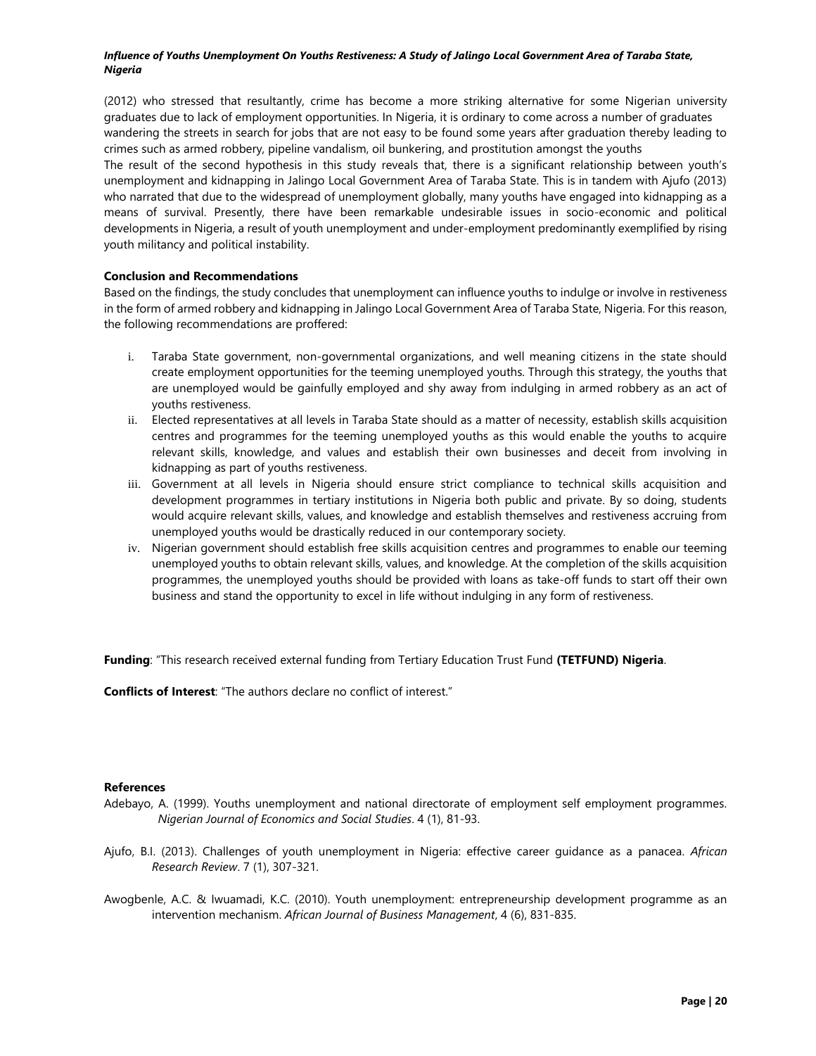(2012) who stressed that resultantly, crime has become a more striking alternative for some Nigerian university graduates due to lack of employment opportunities. In Nigeria, it is ordinary to come across a number of graduates wandering the streets in search for jobs that are not easy to be found some years after graduation thereby leading to crimes such as armed robbery, pipeline vandalism, oil bunkering, and prostitution amongst the youths

The result of the second hypothesis in this study reveals that, there is a significant relationship between youth's unemployment and kidnapping in Jalingo Local Government Area of Taraba State. This is in tandem with Ajufo (2013) who narrated that due to the widespread of unemployment globally, many youths have engaged into kidnapping as a means of survival. Presently, there have been remarkable undesirable issues in socio-economic and political developments in Nigeria, a result of youth unemployment and under-employment predominantly exemplified by rising youth militancy and political instability.

## Conclusion and Recommendations

Based on the findings, the study concludes that unemployment can influence youths to indulge or involve in restiveness in the form of armed robbery and kidnapping in Jalingo Local Government Area of Taraba State, Nigeria. For this reason, the following recommendations are proffered:

i. Taraba State government, non-governmental organizations, and well meaning citizens in the state should create employment opportunities for the teeming unemployed youths. Through this strategy, the youths that are unemployed would be gainfully employed and shy away from indulging in armed robbery as an act of youths restiveness.
ii. Elected representatives at all levels in Taraba State should as a matter of necessity, establish skills acquisition centres and programmes for the teeming unemployed youths as this would enable the youths to acquire relevant skills, knowledge, and values and establish their own businesses and deceit from involving in kidnapping as part of youths restiveness.
iii. Government at all levels in Nigeria should ensure strict compliance to technical skills acquisition and development programmes in tertiary institutions in Nigeria both public and private. By so doing, students would acquire relevant skills, values, and knowledge and establish themselves and restiveness accruing from unemployed youths would be drastically reduced in our contemporary society.
iv. Nigerian government should establish free skills acquisition centres and programmes to enable our teeming unemployed youths to obtain relevant skills, values, and knowledge. At the completion of the skills acquisition programmes, the unemployed youths should be provided with loans as take-off funds to start off their own business and stand the opportunity to excel in life without indulging in any form of restiveness.

**Funding**: "This research received external funding from Tertiary Education Trust Fund **(TETFUND) Nigeria**.

**Conflicts of Interest**: "The authors declare no conflict of interest."

## References

Adebayo, A. (1999). Youths unemployment and national directorate of employment self employment programmes. *Nigerian Journal of Economics and Social Studies*. 4 (1), 81-93.

Ajufo, B.I. (2013). Challenges of youth unemployment in Nigeria: effective career guidance as a panacea. *African Research Review*. 7 (1), 307-321.

Awogbenle, A.C. & Iwuamadi, K.C. (2010). Youth unemployment: entrepreneurship development programme as an intervention mechanism. *African Journal of Business Management*, 4 (6), 831-835.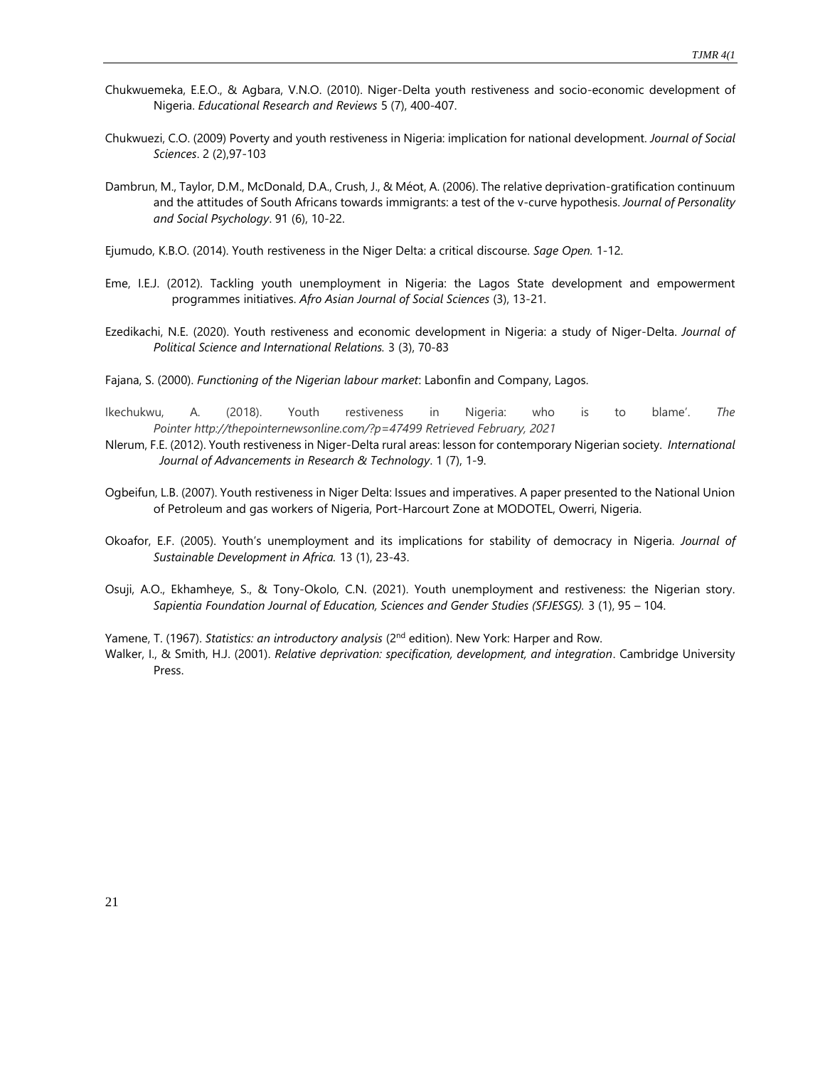Chukwuemeka, E.E.O., & Agbara, V.N.O. (2010). Niger-Delta youth restiveness and socio-economic development of Nigeria. *Educational Research and Reviews* 5 (7), 400-407.

Chukwuezi, C.O. (2009) Poverty and youth restiveness in Nigeria: implication for national development. *Journal of Social Sciences*. 2 (2),97-103

Dambrun, M., Taylor, D.M., McDonald, D.A., Crush, J., & Méot, A. (2006). The relative deprivation-gratification continuum and the attitudes of South Africans towards immigrants: a test of the v-curve hypothesis. *Journal of Personality and Social Psychology*. 91 (6), 10-22.

Ejumudo, K.B.O. (2014). Youth restiveness in the Niger Delta: a critical discourse. *Sage Open.* 1-12.

Eme, I.E.J. (2012). Tackling youth unemployment in Nigeria: the Lagos State development and empowerment programmes initiatives. *Afro Asian Journal of Social Sciences* (3), 13-21.

Ezedikachi, N.E. (2020). Youth restiveness and economic development in Nigeria: a study of Niger-Delta. *Journal of Political Science and International Relations.* 3 (3), 70-83

Fajana, S. (2000). *Functioning of the Nigerian labour market*: Labonfin and Company, Lagos.

Ikechukwu, A. (2018). Youth restiveness in Nigeria: who is to blame'. *The Pointer http://thepointernewsonline.com/?p=47499 Retrieved February, 2021*

Nlerum, F.E. (2012). Youth restiveness in Niger-Delta rural areas: lesson for contemporary Nigerian society. *International Journal of Advancements in Research & Technology*. 1 (7), 1-9.

Ogbeifun, L.B. (2007). Youth restiveness in Niger Delta: Issues and imperatives. A paper presented to the National Union of Petroleum and gas workers of Nigeria, Port-Harcourt Zone at MODOTEL, Owerri, Nigeria.

Okoafor, E.F. (2005). Youth's unemployment and its implications for stability of democracy in Nigeria. *Journal of Sustainable Development in Africa.* 13 (1), 23-43.

Osuji, A.O., Ekhamheye, S., & Tony-Okolo, C.N. (2021). Youth unemployment and restiveness: the Nigerian story. *Sapientia Foundation Journal of Education, Sciences and Gender Studies (SFJESGS).* 3 (1), 95 – 104.

Yamene, T. (1967). *Statistics: an introductory analysis* (2nd edition). New York: Harper and Row.

Walker, I., & Smith, H.J. (2001). *Relative deprivation: specification, development, and integration*. Cambridge University Press.